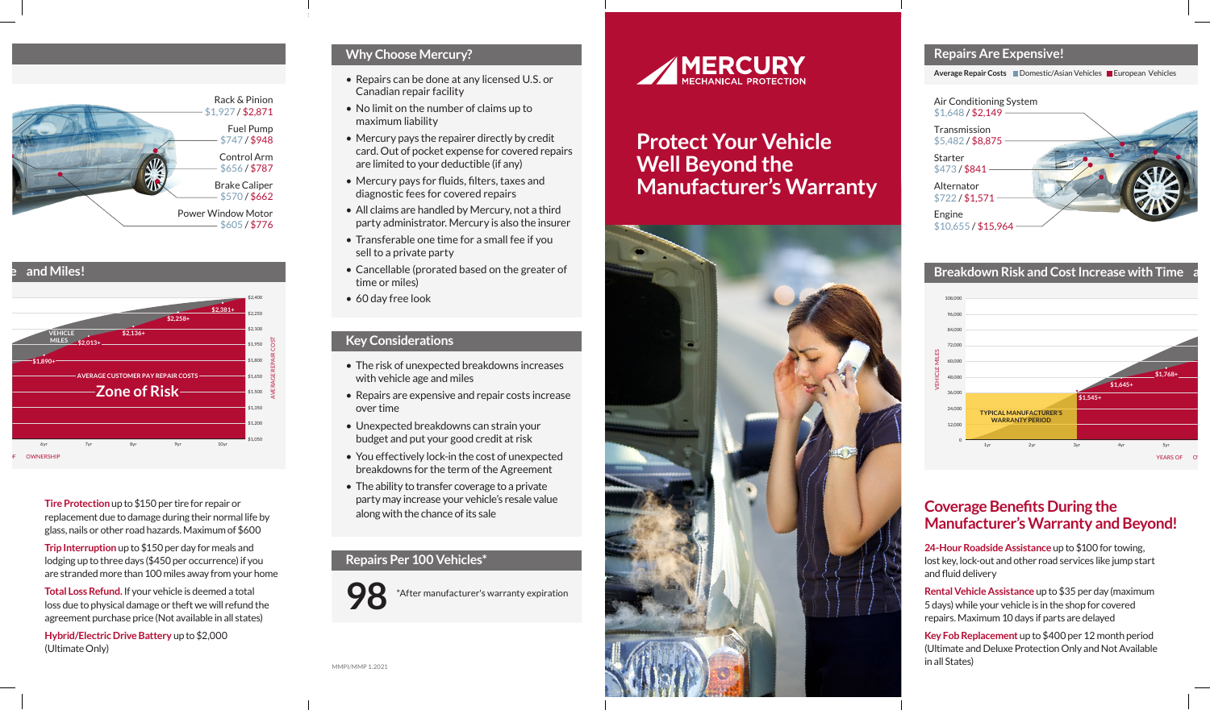Rack & Pinion
$1,927 / $2,871

Fuel Pump
$747 / $948

Control Arm
$656 / $787

Brake Caliper
$570 / $662

Power Window Motor
$605 / $776

## and Miles!

VEHICLE MILES

$1,890+ $2,013+ $2,136+ $2,258+ $2,381+

AVERAGE CUSTOMER PAY REPAIR COSTS

Zone of Risk

AVERAGE REPAIR COST

6yr 7yr 8yr 9yr 10yr

OWNERSHIP

**Tire Protection** up to $150 per tire for repair or replacement due to damage during their normal life by glass, nails or other road hazards. Maximum of $600

**Trip Interruption** up to $150 per day for meals and lodging up to three days ($450 per occurrence) if you are stranded more than 100 miles away from your home

**Total Loss Refund.** If your vehicle is deemed a total loss due to physical damage or theft we will refund the agreement purchase price (Not available in all states)

**Hybrid/Electric Drive Battery** up to $2,000 (Ultimate Only)

## Why Choose Mercury?

- Repairs can be done at any licensed U.S. or Canadian repair facility
- No limit on the number of claims up to maximum liability
- Mercury pays the repairer directly by credit card. Out of pocket expense for covered repairs are limited to your deductible (if any)
- Mercury pays for fluids, filters, taxes and diagnostic fees for covered repairs
- All claims are handled by Mercury, not a third party administrator. Mercury is also the insurer
- Transferable one time for a small fee if you sell to a private party
- Cancellable (prorated based on the greater of time or miles)
- 60 day free look

## Key Considerations

- The risk of unexpected breakdowns increases with vehicle age and miles
- Repairs are expensive and repair costs increase over time
- Unexpected breakdowns can strain your budget and put your good credit at risk
- You effectively lock-in the cost of unexpected breakdowns for the term of the Agreement
- The ability to transfer coverage to a private party may increase your vehicle's resale value along with the chance of its sale

## Repairs Per 100 Vehicles*

**98** *After manufacturer's warranty expiration

MMPI/MMP 1.2021

MERCURY MECHANICAL PROTECTION

# Protect Your Vehicle Well Beyond the Manufacturer's Warranty

## Repairs Are Expensive!

Average Repair Costs — Domestic/Asian Vehicles / European Vehicles

Air Conditioning System
$1,648 / $2,149

Transmission
$5,482 / $8,875

Starter
$473 / $841

Alternator
$722 / $1,571

Engine
$10,655 / $15,964

## Breakdown Risk and Cost Increase with Time

VEHICLE MILES

TYPICAL MANUFACTURER'S WARRANTY PERIOD

$1,545+ $1,645+ $1,768+

1yr 2yr 3yr 4yr 5yr

YEARS OF

## Coverage Benefits During the Manufacturer's Warranty and Beyond!

**24-Hour Roadside Assistance** up to $100 for towing, lost key, lock-out and other road services like jump start and fluid delivery

**Rental Vehicle Assistance** up to $35 per day (maximum 5 days) while your vehicle is in the shop for covered repairs. Maximum 10 days if parts are delayed

**Key Fob Replacement** up to $400 per 12 month period (Ultimate and Deluxe Protection Only and Not Available in all States)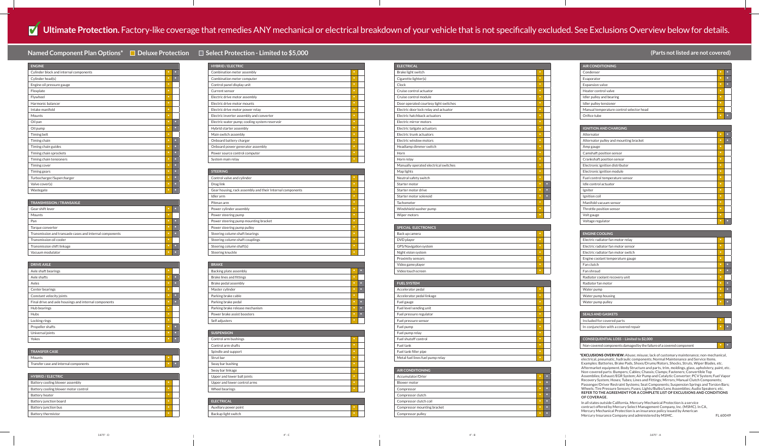# Ultimate Protection. Factory-like coverage that remedies ANY mechanical or electrical breakdown of your vehicle that is not specifically excluded. See Exclusions Overview below for details.

## Named Component Plan Options* — Deluxe Protection — Select Protection - Limited to $5,000

(Parts not listed are not covered)

| ENGINE | Deluxe | Select |
|---|---|---|
| Cylinder block and internal components | • | • |
| Cylinder head(s) | • | • |
| Engine oil pressure gauge | • | |
| Flexplate | • | |
| Flywheel | • | |
| Harmonic balancer | • | |
| Intake manifold | • | |
| Mounts | • | |
| Oil pan | • | • |
| Oil pump | • | • |
| Timing belt | • | |
| Timing chain | • | • |
| Timing chain guides | • | • |
| Timing chain sprockets | • | • |
| Timing chain tensioners | • | • |
| Timing cover | • | • |
| Timing gears | • | • |
| Turbocharger/Supercharger | • | • |
| Valve cover(s) | • | • |
| Wastegate | • | • |

| TRANSMISSION / TRANSAXLE | Deluxe | Select |
|---|---|---|
| Gear shift lever | • | • |
| Mounts | • | |
| Pan | • | • |
| Torque converter | • | • |
| Transmission and transaxle cases and internal components | • | • |
| Transmission oil cooler | • | |
| Transmission shift linkage | • | • |
| Vacuum modulator | • | • |

| DRIVE AXLE | Deluxe | Select |
|---|---|---|
| Axle shaft bearings | • | |
| Axle shafts | • | • |
| Axles | • | • |
| Center bearings | • | |
| Constant velocity joints | • | • |
| Final drive and axle housings and internal components | • | • |
| Hub bearings | • | |
| Hubs | • | |
| Locking rings | • | |
| Propeller shafts | • | • |
| Universal joints | • | • |
| Yokes | • | • |

| TRANSFER CASE | Deluxe | Select |
|---|---|---|
| Mounts | • | |
| Transfer case and internal components | • | • |

| HYBRID / ELECTRIC | Deluxe | Select |
|---|---|---|
| Battery cooling blower assembly | • | |
| Battery cooling blower motor control | • | |
| Battery heater | • | |
| Battery junction board | • | |
| Battery junction bus | • | |
| Battery thermistor | • | |
| Combination meter assembly | • | |
| Combination meter computer | • | |
| Control panel display unit | • | |
| Current sensor | • | |
| Electric drive motor assembly | • | |
| Electric drive motor mounts | • | |
| Electric drive motor power relay | • | |
| Electric inverter assembly and converter | • | |
| Electric water pump; cooling system reservoir | • | |
| Hybrid starter assembly | • | |
| Main switch assembly | • | |
| Onboard battery charger | • | |
| Onboard power generator assembly | • | |
| Power source control computer | • | |
| System main relay | • | |

| STEERING | Deluxe | Select |
|---|---|---|
| Control valve and cylinder | • | |
| Drag link | • | |
| Gear housing, rack assembly and their Internal components | • | |
| Idler arm | • | |
| Pitman arm | • | |
| Power cylinder assembly | • | |
| Power steering pump | • | |
| Power steering pump mounting bracket | • | |
| Power steering pump pulley | • | |
| Steering column shaft bearings | • | |
| Steering column shaft couplings | • | |
| Steering column shaft(s) | • | |
| Steering knuckle | • | |

| BRAKE | Deluxe | Select |
|---|---|---|
| Backing plate assembly | • | • |
| Brake lines and fittings | • | |
| Brake pedal assembly | • | • |
| Master cylinder | • | • |
| Parking brake cable | • | |
| Parking brake pedal | • | • |
| Parking brake release mechanism | • | • |
| Power brake assist boosters | • | • |
| Self adjusters | • | |

| SUSPENSION | Deluxe | Select |
|---|---|---|
| Control arm bushings | • | |
| Control arm shafts | • | |
| Spindle and support | • | |
| Strut bar | • | |
| Sway bar bushing | • | |
| Sway bar linkage | • | |
| Upper and lower ball joints | • | |
| Upper and lower control arms | • | |
| Wheel bearings | • | |

| ELECTRICAL | Deluxe | Select |
|---|---|---|
| Auxiliary power point | • | |
| Backup light switch | • | |
| Brake light switch | • | |
| Cigarette lighter(s) | • | |
| Clock | • | |
| Cruise control actuator | • | |
| Cruise control module | • | |
| Door operated courtesy light switches | • | |
| Electric door lock relay and actuator | • | |
| Electric hatchback actuators | • | |
| Electric mirror motors | • | |
| Electric tailgate actuators | • | |
| Electric trunk actuators | • | |
| Electric window motors | • | |
| Headlamp dimmer switch | • | |
| Horn | • | |
| Horn relay | • | |
| Manually operated electrical switches | • | |
| Map lights | • | |
| Neutral safety switch | • | |
| Starter motor | • | • |
| Starter motor drive | • | • |
| Starter motor solenoid | • | • |
| Tachometer | • | |
| Windshield washer pump | • | |
| Wiper motors | • | |

| SPECIAL ELECTRONICS | Deluxe | Select |
|---|---|---|
| Back up camera | • | |
| DVD player | • | |
| GPS/Navigation system | • | |
| Night vision system | • | |
| Proximity sensors | • | |
| Video game player | • | |
| Video touch screen | • | |

| FUEL SYSTEM | Deluxe | Select |
|---|---|---|
| Accelerator pedal | • | |
| Accelerator pedal linkage | • | |
| Fuel gauge | • | |
| Fuel level sending unit | • | |
| Fuel pressure regulator | • | |
| Fuel pressure sensor | • | |
| Fuel pump | • | |
| Fuel pump relay | • | |
| Fuel shutoff control | • | |
| Fuel tank | • | |
| Fuel tank filler pipe | • | |
| Metal fuel lines fuel pump relay | • | |

| AIR CONDITIONING | Deluxe | Select |
|---|---|---|
| Accumulator/Drier | • | • |
| Blower motor | • | • |
| Compressor | • | • |
| Compressor clutch | • | • |
| Compressor clutch coil | • | • |
| Compressor mounting bracket | • | • |
| Compressor pulley | • | • |
| Condenser | • | • |
| Evaporator | • | • |
| Expansion valve | • | • |
| Heater control valve | • | |
| Idler pulley and bearing | • | |
| Idler pulley tensioner | • | |
| Manual temperature control selector head | • | |
| Orifice tube | • | • |

| IGNITION AND CHARGING | Deluxe | Select |
|---|---|---|
| Alternator | • | • |
| Alternator pulley and mounting bracket | • | • |
| Amp gauge | • | |
| Camshaft position sensor | • | |
| Crankshaft position sensor | • | |
| Electronic ignition distributor | • | |
| Electronic ignition module | • | |
| Fuel control temperature sensor | • | |
| Idle control actuator | • | |
| Igniter | • | |
| Ignition coil | • | |
| Manifold vacuum sensor | • | |
| Throttle position sensor | • | |
| Volt gauge | • | |
| Voltage regulator | • | • |

| ENGINE COOLING | Deluxe | Select |
|---|---|---|
| Electric radiator fan motor relay | • | |
| Electric radiator fan motor sensor | • | |
| Electric radiator fan motor switch | • | |
| Engine coolant temperature gauge | • | |
| Fan clutch | • | • |
| Fan shroud | • | • |
| Radiator coolant recovery unit | • | |
| Radiator fan motor | • | • |
| Water pump | • | • |
| Water pump housing | • | |
| Water pump pulley | • | • |

| SEALS AND GASKETS | Deluxe | Select |
|---|---|---|
| Included for covered parts | • | |
| In conjunction with a covered repair | • | • |

| CONSEQUENTIAL LOSS – Limited to $2,000 | Deluxe | Select |
|---|---|---|
| Non-covered components damaged by the failure of a covered component | • | • |

***EXCLUSIONS OVERVIEW:** Abuse; misuse; lack of customary maintenance; non-mechanical, electrical, pneumatic, hydraulic components; Normal Maintenance and Service Items. Examples: Batteries, Brake Pads, Shoes/Drums/Rotors, Shocks, Struts, Wiper Blades, etc. Aftermarket equipment. Body Structure and parts, trim, moldings, glass, upholstery, paint, etc. Non-covered parts: Bumpers; Cables; Chassis; Clamps; Fasteners; Convertible Top Assemblies; Exhaust/EGR System; Air Pump and Catalytic Converter; PCV System; Fuel Vapor Recovery System; Hoses; Tubes; Lines and Fittings; Mirrors; Manual Clutch Components; Passenger/Driver Restraint Systems; Seat Components; Suspension Springs and Torsion Bars; Wheels; Tire Pressure Sensors; Fuses; Lights/Bulbs/Lens Assemblies; Audio Speakers; etc. **REFER TO THE AGREEMENT FOR A COMPLETE LIST OF EXCLUSIONS AND CONDITIONS OF COVERAGE.**

In all states outside California, Mercury Mechanical Protection is a service contract offered by Mercury Select Management Company, Inc. (MSMC). In CA, Mercury Mechanical Protection is an insurance policy issued by American Mercury Insurance Company and administered by MSMC.

FL 60049